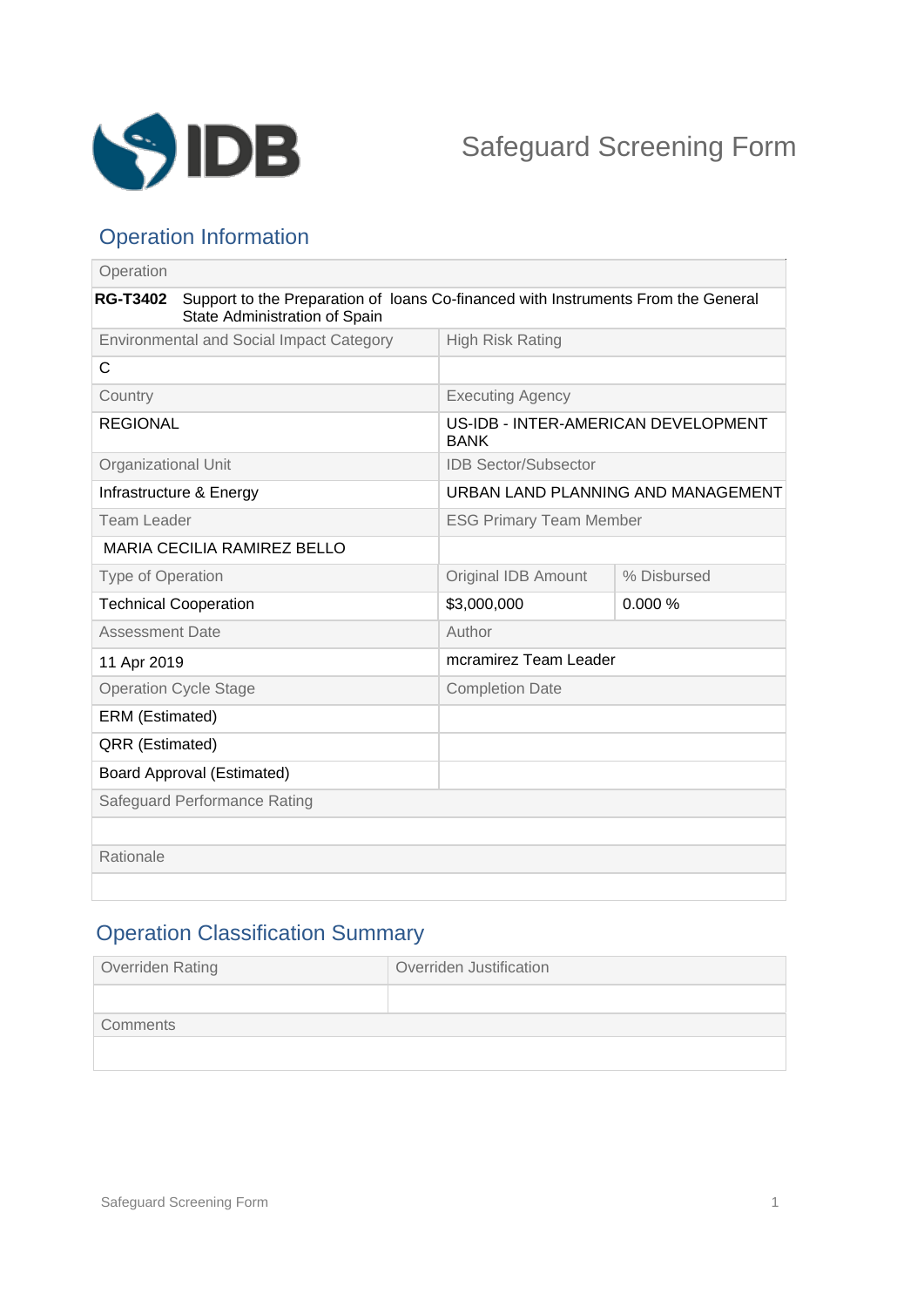# Safeguard Screening Form

## Operation Information

| Operation | | |
|---|---|---|
| **RG-T3402** Support to the Preparation of loans Co-financed with Instruments From the General State Administration of Spain | | |
| Environmental and Social Impact Category | High Risk Rating | |
| C | | |
| Country | Executing Agency | |
| REGIONAL | US-IDB - INTER-AMERICAN DEVELOPMENT BANK | |
| Organizational Unit | IDB Sector/Subsector | |
| Infrastructure & Energy | URBAN LAND PLANNING AND MANAGEMENT | |
| Team Leader | ESG Primary Team Member | |
| MARIA CECILIA RAMIREZ BELLO | | |
| Type of Operation | Original IDB Amount | % Disbursed |
| Technical Cooperation | $3,000,000 | 0.000 % |
| Assessment Date | Author | |
| 11 Apr 2019 | mcramirez Team Leader | |
| Operation Cycle Stage | Completion Date | |
| ERM (Estimated) | | |
| QRR (Estimated) | | |
| Board Approval (Estimated) | | |
| Safeguard Performance Rating | | |
| | | |
| Rationale | | |
| | | |

## Operation Classification Summary

| Overriden Rating | Overriden Justification |
|---|---|
| | |
| Comments | |
| | |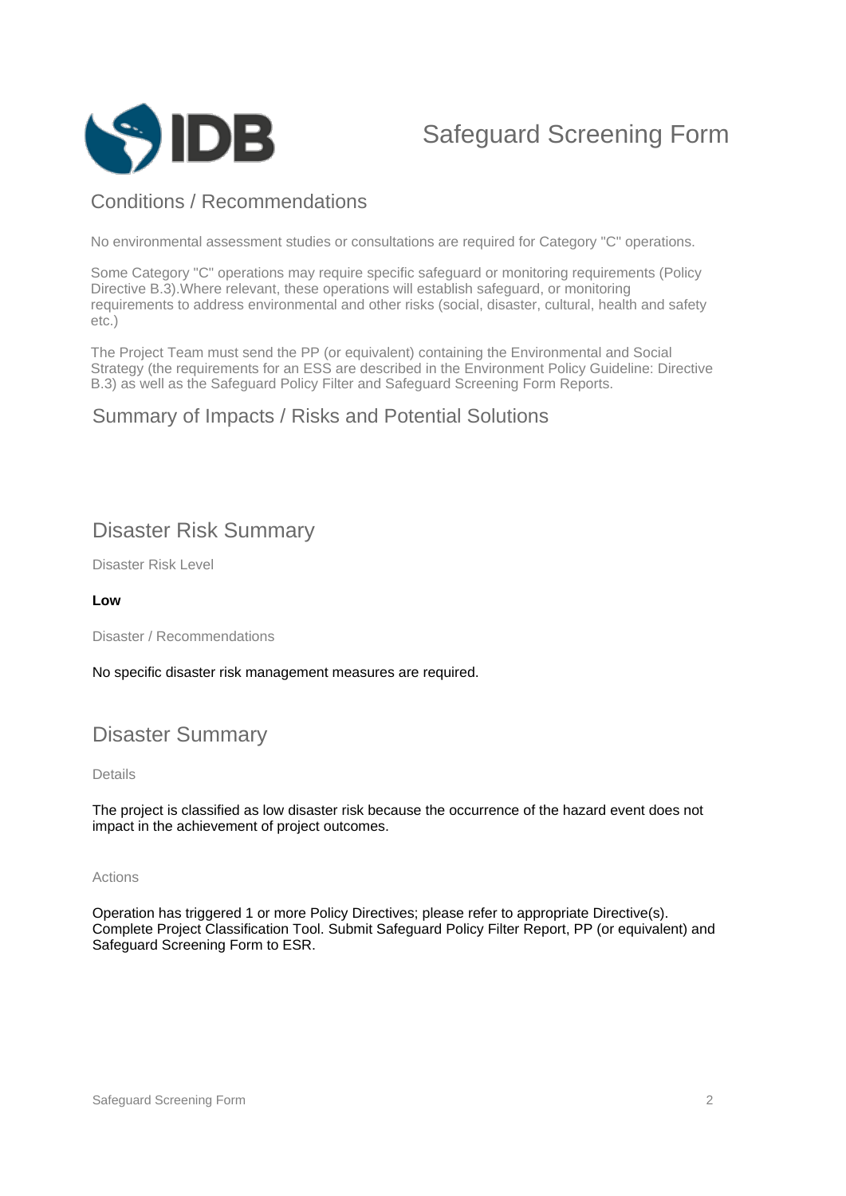# Safeguard Screening Form

## Conditions / Recommendations

No environmental assessment studies or consultations are required for Category "C" operations.

Some Category "C" operations may require specific safeguard or monitoring requirements (Policy Directive B.3).Where relevant, these operations will establish safeguard, or monitoring requirements to address environmental and other risks (social, disaster, cultural, health and safety etc.)

The Project Team must send the PP (or equivalent) containing the Environmental and Social Strategy (the requirements for an ESS are described in the Environment Policy Guideline: Directive B.3) as well as the Safeguard Policy Filter and Safeguard Screening Form Reports.

## Summary of Impacts / Risks and Potential Solutions

## Disaster Risk Summary

Disaster Risk Level

**Low**

Disaster / Recommendations

No specific disaster risk management measures are required.

## Disaster Summary

Details

The project is classified as low disaster risk because the occurrence of the hazard event does not impact in the achievement of project outcomes.

Actions

Operation has triggered 1 or more Policy Directives; please refer to appropriate Directive(s). Complete Project Classification Tool. Submit Safeguard Policy Filter Report, PP (or equivalent) and Safeguard Screening Form to ESR.